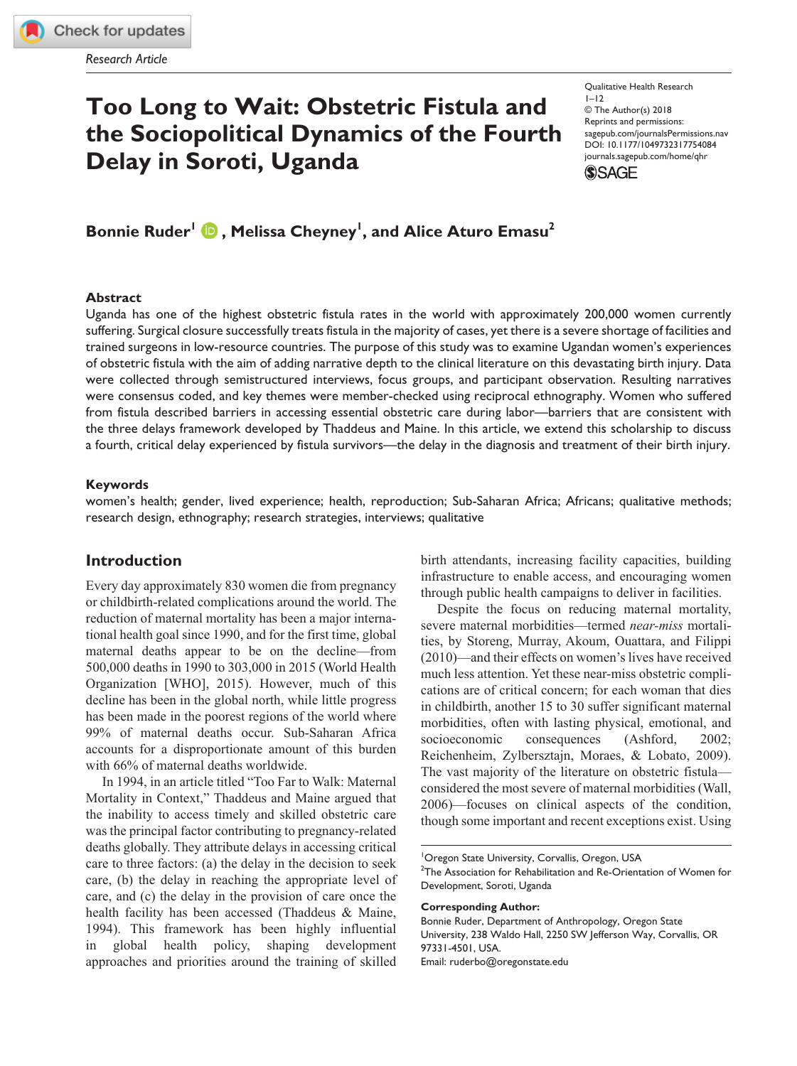Research Article

# Too Long to Wait: Obstetric Fistula and the Sociopolitical Dynamics of the Fourth Delay in Soroti, Uganda

Qualitative Health Research
© The Author(s) 2018
Reprints and permissions: sagepub.com/journalsPermissions.nav
DOI: 10.1177/1049732317754084
journals.sagepub.com/home/qhr

**Bonnie Ruder[1], Melissa Cheyney[1], and Alice Aturo Emasu[2]**

## Abstract

Uganda has one of the highest obstetric fistula rates in the world with approximately 200,000 women currently suffering. Surgical closure successfully treats fistula in the majority of cases, yet there is a severe shortage of facilities and trained surgeons in low-resource countries. The purpose of this study was to examine Ugandan women's experiences of obstetric fistula with the aim of adding narrative depth to the clinical literature on this devastating birth injury. Data were collected through semistructured interviews, focus groups, and participant observation. Resulting narratives were consensus coded, and key themes were member-checked using reciprocal ethnography. Women who suffered from fistula described barriers in accessing essential obstetric care during labor—barriers that are consistent with the three delays framework developed by Thaddeus and Maine. In this article, we extend this scholarship to discuss a fourth, critical delay experienced by fistula survivors—the delay in the diagnosis and treatment of their birth injury.

## Keywords

women's health; gender, lived experience; health, reproduction; Sub-Saharan Africa; Africans; qualitative methods; research design, ethnography; research strategies, interviews; qualitative

## Introduction

Every day approximately 830 women die from pregnancy or childbirth-related complications around the world. The reduction of maternal mortality has been a major international health goal since 1990, and for the first time, global maternal deaths appear to be on the decline—from 500,000 deaths in 1990 to 303,000 in 2015 (World Health Organization [WHO], 2015). However, much of this decline has been in the global north, while little progress has been made in the poorest regions of the world where 99% of maternal deaths occur. Sub-Saharan Africa accounts for a disproportionate amount of this burden with 66% of maternal deaths worldwide.

In 1994, in an article titled "Too Far to Walk: Maternal Mortality in Context," Thaddeus and Maine argued that the inability to access timely and skilled obstetric care was the principal factor contributing to pregnancy-related deaths globally. They attribute delays in accessing critical care to three factors: (a) the delay in the decision to seek care, (b) the delay in reaching the appropriate level of care, and (c) the delay in the provision of care once the health facility has been accessed (Thaddeus & Maine, 1994). This framework has been highly influential in global health policy, shaping development approaches and priorities around the training of skilled birth attendants, increasing facility capacities, building infrastructure to enable access, and encouraging women through public health campaigns to deliver in facilities.

Despite the focus on reducing maternal mortality, severe maternal morbidities—termed *near-miss* mortalities, by Storeng, Murray, Akoum, Ouattara, and Filippi (2010)—and their effects on women's lives have received much less attention. Yet these near-miss obstetric complications are of critical concern; for each woman that dies in childbirth, another 15 to 30 suffer significant maternal morbidities, often with lasting physical, emotional, and socioeconomic consequences (Ashford, 2002; Reichenheim, Zylbersztajn, Moraes, & Lobato, 2009). The vast majority of the literature on obstetric fistula—considered the most severe of maternal morbidities (Wall, 2006)—focuses on clinical aspects of the condition, though some important and recent exceptions exist. Using

[1]Oregon State University, Corvallis, Oregon, USA
[2]The Association for Rehabilitation and Re-Orientation of Women for Development, Soroti, Uganda

**Corresponding Author:**
Bonnie Ruder, Department of Anthropology, Oregon State University, 238 Waldo Hall, 2250 SW Jefferson Way, Corvallis, OR 97331-4501, USA.
Email: ruderbo@oregonstate.edu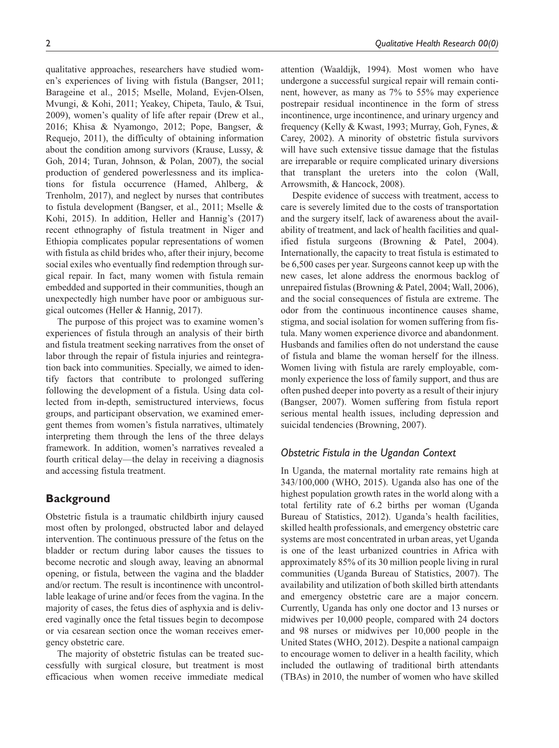qualitative approaches, researchers have studied women's experiences of living with fistula (Bangser, 2011; Barageine et al., 2015; Mselle, Moland, Evjen-Olsen, Mvungi, & Kohi, 2011; Yeakey, Chipeta, Taulo, & Tsui, 2009), women's quality of life after repair (Drew et al., 2016; Khisa & Nyamongo, 2012; Pope, Bangser, & Requejo, 2011), the difficulty of obtaining information about the condition among survivors (Krause, Lussy, & Goh, 2014; Turan, Johnson, & Polan, 2007), the social production of gendered powerlessness and its implications for fistula occurrence (Hamed, Ahlberg, & Trenholm, 2017), and neglect by nurses that contributes to fistula development (Bangser, et al., 2011; Mselle & Kohi, 2015). In addition, Heller and Hannig's (2017) recent ethnography of fistula treatment in Niger and Ethiopia complicates popular representations of women with fistula as child brides who, after their injury, become social exiles who eventually find redemption through surgical repair. In fact, many women with fistula remain embedded and supported in their communities, though an unexpectedly high number have poor or ambiguous surgical outcomes (Heller & Hannig, 2017).

The purpose of this project was to examine women's experiences of fistula through an analysis of their birth and fistula treatment seeking narratives from the onset of labor through the repair of fistula injuries and reintegration back into communities. Specially, we aimed to identify factors that contribute to prolonged suffering following the development of a fistula. Using data collected from in-depth, semistructured interviews, focus groups, and participant observation, we examined emergent themes from women's fistula narratives, ultimately interpreting them through the lens of the three delays framework. In addition, women's narratives revealed a fourth critical delay—the delay in receiving a diagnosis and accessing fistula treatment.

## Background

Obstetric fistula is a traumatic childbirth injury caused most often by prolonged, obstructed labor and delayed intervention. The continuous pressure of the fetus on the bladder or rectum during labor causes the tissues to become necrotic and slough away, leaving an abnormal opening, or fistula, between the vagina and the bladder and/or rectum. The result is incontinence with uncontrollable leakage of urine and/or feces from the vagina. In the majority of cases, the fetus dies of asphyxia and is delivered vaginally once the fetal tissues begin to decompose or via cesarean section once the woman receives emergency obstetric care.

The majority of obstetric fistulas can be treated successfully with surgical closure, but treatment is most efficacious when women receive immediate medical attention (Waaldijk, 1994). Most women who have undergone a successful surgical repair will remain continent, however, as many as 7% to 55% may experience postrepair residual incontinence in the form of stress incontinence, urge incontinence, and urinary urgency and frequency (Kelly & Kwast, 1993; Murray, Goh, Fynes, & Carey, 2002). A minority of obstetric fistula survivors will have such extensive tissue damage that the fistulas are irreparable or require complicated urinary diversions that transplant the ureters into the colon (Wall, Arrowsmith, & Hancock, 2008).

Despite evidence of success with treatment, access to care is severely limited due to the costs of transportation and the surgery itself, lack of awareness about the availability of treatment, and lack of health facilities and qualified fistula surgeons (Browning & Patel, 2004). Internationally, the capacity to treat fistula is estimated to be 6,500 cases per year. Surgeons cannot keep up with the new cases, let alone address the enormous backlog of unrepaired fistulas (Browning & Patel, 2004; Wall, 2006), and the social consequences of fistula are extreme. The odor from the continuous incontinence causes shame, stigma, and social isolation for women suffering from fistula. Many women experience divorce and abandonment. Husbands and families often do not understand the cause of fistula and blame the woman herself for the illness. Women living with fistula are rarely employable, commonly experience the loss of family support, and thus are often pushed deeper into poverty as a result of their injury (Bangser, 2007). Women suffering from fistula report serious mental health issues, including depression and suicidal tendencies (Browning, 2007).

### *Obstetric Fistula in the Ugandan Context*

In Uganda, the maternal mortality rate remains high at 343/100,000 (WHO, 2015). Uganda also has one of the highest population growth rates in the world along with a total fertility rate of 6.2 births per woman (Uganda Bureau of Statistics, 2012). Uganda's health facilities, skilled health professionals, and emergency obstetric care systems are most concentrated in urban areas, yet Uganda is one of the least urbanized countries in Africa with approximately 85% of its 30 million people living in rural communities (Uganda Bureau of Statistics, 2007). The availability and utilization of both skilled birth attendants and emergency obstetric care are a major concern. Currently, Uganda has only one doctor and 13 nurses or midwives per 10,000 people, compared with 24 doctors and 98 nurses or midwives per 10,000 people in the United States (WHO, 2012). Despite a national campaign to encourage women to deliver in a health facility, which included the outlawing of traditional birth attendants (TBAs) in 2010, the number of women who have skilled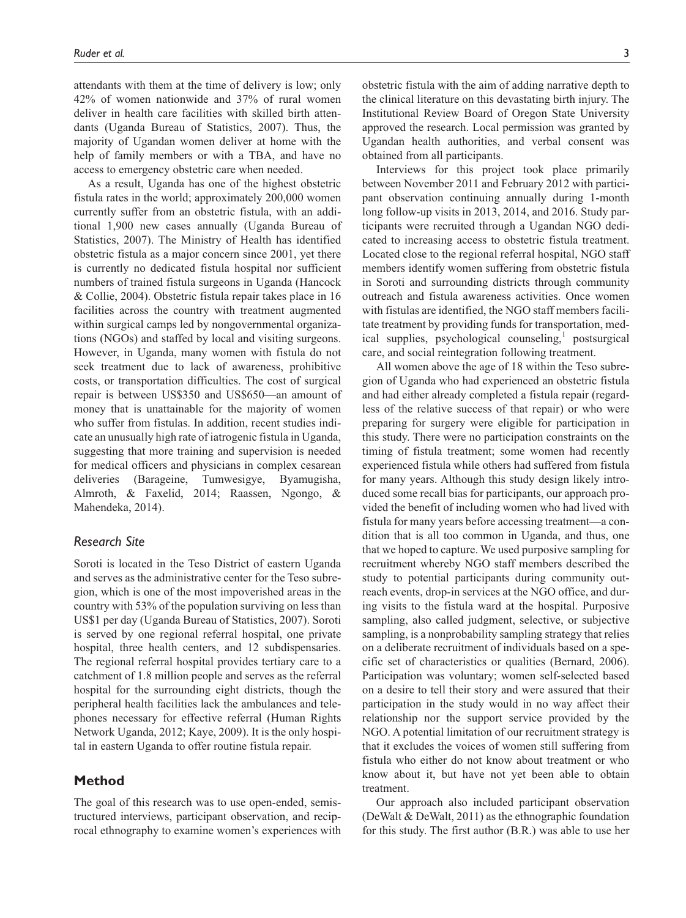attendants with them at the time of delivery is low; only 42% of women nationwide and 37% of rural women deliver in health care facilities with skilled birth attendants (Uganda Bureau of Statistics, 2007). Thus, the majority of Ugandan women deliver at home with the help of family members or with a TBA, and have no access to emergency obstetric care when needed.

As a result, Uganda has one of the highest obstetric fistula rates in the world; approximately 200,000 women currently suffer from an obstetric fistula, with an additional 1,900 new cases annually (Uganda Bureau of Statistics, 2007). The Ministry of Health has identified obstetric fistula as a major concern since 2001, yet there is currently no dedicated fistula hospital nor sufficient numbers of trained fistula surgeons in Uganda (Hancock & Collie, 2004). Obstetric fistula repair takes place in 16 facilities across the country with treatment augmented within surgical camps led by nongovernmental organizations (NGOs) and staffed by local and visiting surgeons. However, in Uganda, many women with fistula do not seek treatment due to lack of awareness, prohibitive costs, or transportation difficulties. The cost of surgical repair is between US$350 and US$650—an amount of money that is unattainable for the majority of women who suffer from fistulas. In addition, recent studies indicate an unusually high rate of iatrogenic fistula in Uganda, suggesting that more training and supervision is needed for medical officers and physicians in complex cesarean deliveries (Barageine, Tumwesigye, Byamugisha, Almroth, & Faxelid, 2014; Raassen, Ngongo, & Mahendeka, 2014).

### *Research Site*

Soroti is located in the Teso District of eastern Uganda and serves as the administrative center for the Teso subregion, which is one of the most impoverished areas in the country with 53% of the population surviving on less than US$1 per day (Uganda Bureau of Statistics, 2007). Soroti is served by one regional referral hospital, one private hospital, three health centers, and 12 subdispensaries. The regional referral hospital provides tertiary care to a catchment of 1.8 million people and serves as the referral hospital for the surrounding eight districts, though the peripheral health facilities lack the ambulances and telephones necessary for effective referral (Human Rights Network Uganda, 2012; Kaye, 2009). It is the only hospital in eastern Uganda to offer routine fistula repair.

## Method

The goal of this research was to use open-ended, semistructured interviews, participant observation, and reciprocal ethnography to examine women's experiences with obstetric fistula with the aim of adding narrative depth to the clinical literature on this devastating birth injury. The Institutional Review Board of Oregon State University approved the research. Local permission was granted by Ugandan health authorities, and verbal consent was obtained from all participants.

Interviews for this project took place primarily between November 2011 and February 2012 with participant observation continuing annually during 1-month long follow-up visits in 2013, 2014, and 2016. Study participants were recruited through a Ugandan NGO dedicated to increasing access to obstetric fistula treatment. Located close to the regional referral hospital, NGO staff members identify women suffering from obstetric fistula in Soroti and surrounding districts through community outreach and fistula awareness activities. Once women with fistulas are identified, the NGO staff members facilitate treatment by providing funds for transportation, medical supplies, psychological counseling,[1] postsurgical care, and social reintegration following treatment.

All women above the age of 18 within the Teso subregion of Uganda who had experienced an obstetric fistula and had either already completed a fistula repair (regardless of the relative success of that repair) or who were preparing for surgery were eligible for participation in this study. There were no participation constraints on the timing of fistula treatment; some women had recently experienced fistula while others had suffered from fistula for many years. Although this study design likely introduced some recall bias for participants, our approach provided the benefit of including women who had lived with fistula for many years before accessing treatment—a condition that is all too common in Uganda, and thus, one that we hoped to capture. We used purposive sampling for recruitment whereby NGO staff members described the study to potential participants during community outreach events, drop-in services at the NGO office, and during visits to the fistula ward at the hospital. Purposive sampling, also called judgment, selective, or subjective sampling, is a nonprobability sampling strategy that relies on a deliberate recruitment of individuals based on a specific set of characteristics or qualities (Bernard, 2006). Participation was voluntary; women self-selected based on a desire to tell their story and were assured that their participation in the study would in no way affect their relationship nor the support service provided by the NGO. A potential limitation of our recruitment strategy is that it excludes the voices of women still suffering from fistula who either do not know about treatment or who know about it, but have not yet been able to obtain treatment.

Our approach also included participant observation (DeWalt & DeWalt, 2011) as the ethnographic foundation for this study. The first author (B.R.) was able to use her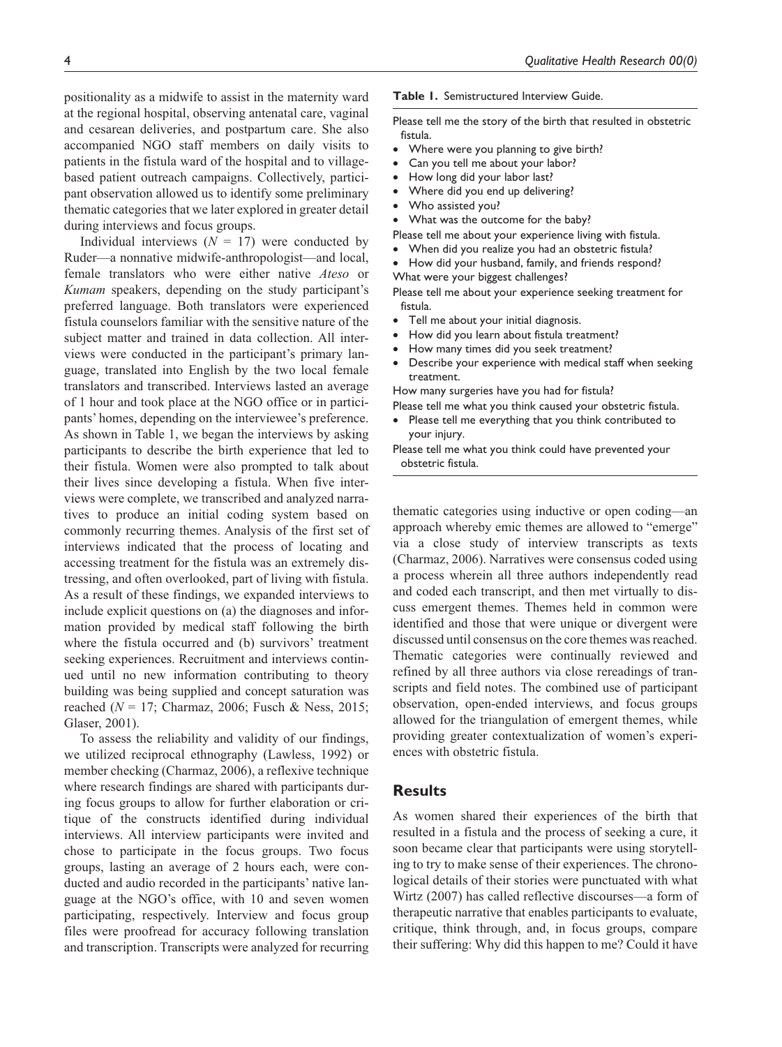positionality as a midwife to assist in the maternity ward at the regional hospital, observing antenatal care, vaginal and cesarean deliveries, and postpartum care. She also accompanied NGO staff members on daily visits to patients in the fistula ward of the hospital and to village-based patient outreach campaigns. Collectively, participant observation allowed us to identify some preliminary thematic categories that we later explored in greater detail during interviews and focus groups.

Individual interviews ($N$ = 17) were conducted by Ruder—a nonnative midwife-anthropologist—and local, female translators who were either native *Ateso* or *Kumam* speakers, depending on the study participant's preferred language. Both translators were experienced fistula counselors familiar with the sensitive nature of the subject matter and trained in data collection. All interviews were conducted in the participant's primary language, translated into English by the two local female translators and transcribed. Interviews lasted an average of 1 hour and took place at the NGO office or in participants' homes, depending on the interviewee's preference. As shown in Table 1, we began the interviews by asking participants to describe the birth experience that led to their fistula. Women were also prompted to talk about their lives since developing a fistula. When five interviews were complete, we transcribed and analyzed narratives to produce an initial coding system based on commonly recurring themes. Analysis of the first set of interviews indicated that the process of locating and accessing treatment for the fistula was an extremely distressing, and often overlooked, part of living with fistula. As a result of these findings, we expanded interviews to include explicit questions on (a) the diagnoses and information provided by medical staff following the birth where the fistula occurred and (b) survivors' treatment seeking experiences. Recruitment and interviews continued until no new information contributing to theory building was being supplied and concept saturation was reached ($N$ = 17; Charmaz, 2006; Fusch & Ness, 2015; Glaser, 2001).

To assess the reliability and validity of our findings, we utilized reciprocal ethnography (Lawless, 1992) or member checking (Charmaz, 2006), a reflexive technique where research findings are shared with participants during focus groups to allow for further elaboration or critique of the constructs identified during individual interviews. All interview participants were invited and chose to participate in the focus groups. Two focus groups, lasting an average of 2 hours each, were conducted and audio recorded in the participants' native language at the NGO's office, with 10 and seven women participating, respectively. Interview and focus group files were proofread for accuracy following translation and transcription. Transcripts were analyzed for recurring thematic categories using inductive or open coding—an approach whereby emic themes are allowed to "emerge" via a close study of interview transcripts as texts (Charmaz, 2006). Narratives were consensus coded using a process wherein all three authors independently read and coded each transcript, and then met virtually to discuss emergent themes. Themes held in common were identified and those that were unique or divergent were discussed until consensus on the core themes was reached. Thematic categories were continually reviewed and refined by all three authors via close rereadings of transcripts and field notes. The combined use of participant observation, open-ended interviews, and focus groups allowed for the triangulation of emergent themes, while providing greater contextualization of women's experiences with obstetric fistula.

**Table 1.** Semistructured Interview Guide.

Please tell me the story of the birth that resulted in obstetric fistula.
- Where were you planning to give birth?
- Can you tell me about your labor?
- How long did your labor last?
- Where did you end up delivering?
- Who assisted you?
- What was the outcome for the baby?

Please tell me about your experience living with fistula.
- When did you realize you had an obstetric fistula?
- How did your husband, family, and friends respond?

What were your biggest challenges?

Please tell me about your experience seeking treatment for fistula.
- Tell me about your initial diagnosis.
- How did you learn about fistula treatment?
- How many times did you seek treatment?
- Describe your experience with medical staff when seeking treatment.

How many surgeries have you had for fistula?

Please tell me what you think caused your obstetric fistula.
- Please tell me everything that you think contributed to your injury.

Please tell me what you think could have prevented your obstetric fistula.

## Results

As women shared their experiences of the birth that resulted in a fistula and the process of seeking a cure, it soon became clear that participants were using storytelling to try to make sense of their experiences. The chronological details of their stories were punctuated with what Wirtz (2007) has called reflective discourses—a form of therapeutic narrative that enables participants to evaluate, critique, think through, and, in focus groups, compare their suffering: Why did this happen to me? Could it have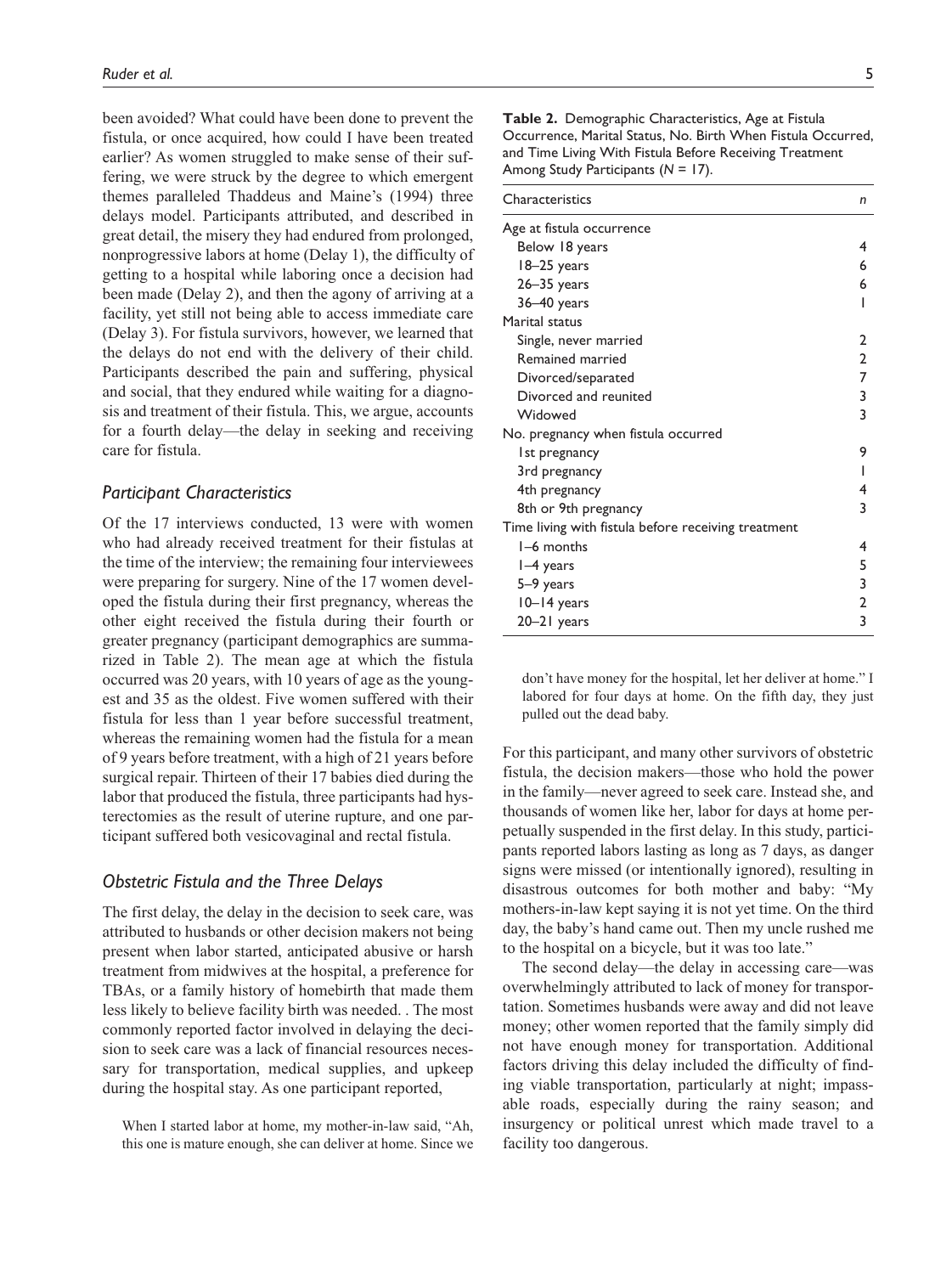been avoided? What could have been done to prevent the fistula, or once acquired, how could I have been treated earlier? As women struggled to make sense of their suffering, we were struck by the degree to which emergent themes paralleled Thaddeus and Maine's (1994) three delays model. Participants attributed, and described in great detail, the misery they had endured from prolonged, nonprogressive labors at home (Delay 1), the difficulty of getting to a hospital while laboring once a decision had been made (Delay 2), and then the agony of arriving at a facility, yet still not being able to access immediate care (Delay 3). For fistula survivors, however, we learned that the delays do not end with the delivery of their child. Participants described the pain and suffering, physical and social, that they endured while waiting for a diagnosis and treatment of their fistula. This, we argue, accounts for a fourth delay—the delay in seeking and receiving care for fistula.

### Participant Characteristics

Of the 17 interviews conducted, 13 were with women who had already received treatment for their fistulas at the time of the interview; the remaining four interviewees were preparing for surgery. Nine of the 17 women developed the fistula during their first pregnancy, whereas the other eight received the fistula during their fourth or greater pregnancy (participant demographics are summarized in Table 2). The mean age at which the fistula occurred was 20 years, with 10 years of age as the youngest and 35 as the oldest. Five women suffered with their fistula for less than 1 year before successful treatment, whereas the remaining women had the fistula for a mean of 9 years before treatment, with a high of 21 years before surgical repair. Thirteen of their 17 babies died during the labor that produced the fistula, three participants had hysterectomies as the result of uterine rupture, and one participant suffered both vesicovaginal and rectal fistula.

**Table 2.** Demographic Characteristics, Age at Fistula Occurrence, Marital Status, No. Birth When Fistula Occurred, and Time Living With Fistula Before Receiving Treatment Among Study Participants (*N* = 17).

| Characteristics | *n* |
|---|---|
| Age at fistula occurrence | |
| Below 18 years | 4 |
| 18–25 years | 6 |
| 26–35 years | 6 |
| 36–40 years | 1 |
| Marital status | |
| Single, never married | 2 |
| Remained married | 2 |
| Divorced/separated | 7 |
| Divorced and reunited | 3 |
| Widowed | 3 |
| No. pregnancy when fistula occurred | |
| 1st pregnancy | 9 |
| 3rd pregnancy | 1 |
| 4th pregnancy | 4 |
| 8th or 9th pregnancy | 3 |
| Time living with fistula before receiving treatment | |
| 1–6 months | 4 |
| 1–4 years | 5 |
| 5–9 years | 3 |
| 10–14 years | 2 |
| 20–21 years | 3 |

### Obstetric Fistula and the Three Delays

The first delay, the delay in the decision to seek care, was attributed to husbands or other decision makers not being present when labor started, anticipated abusive or harsh treatment from midwives at the hospital, a preference for TBAs, or a family history of homebirth that made them less likely to believe facility birth was needed. . The most commonly reported factor involved in delaying the decision to seek care was a lack of financial resources necessary for transportation, medical supplies, and upkeep during the hospital stay. As one participant reported,

> When I started labor at home, my mother-in-law said, "Ah, this one is mature enough, she can deliver at home. Since we don't have money for the hospital, let her deliver at home." I labored for four days at home. On the fifth day, they just pulled out the dead baby.

For this participant, and many other survivors of obstetric fistula, the decision makers—those who hold the power in the family—never agreed to seek care. Instead she, and thousands of women like her, labor for days at home perpetually suspended in the first delay. In this study, participants reported labors lasting as long as 7 days, as danger signs were missed (or intentionally ignored), resulting in disastrous outcomes for both mother and baby: "My mothers-in-law kept saying it is not yet time. On the third day, the baby's hand came out. Then my uncle rushed me to the hospital on a bicycle, but it was too late."

The second delay—the delay in accessing care—was overwhelmingly attributed to lack of money for transportation. Sometimes husbands were away and did not leave money; other women reported that the family simply did not have enough money for transportation. Additional factors driving this delay included the difficulty of finding viable transportation, particularly at night; impassable roads, especially during the rainy season; and insurgency or political unrest which made travel to a facility too dangerous.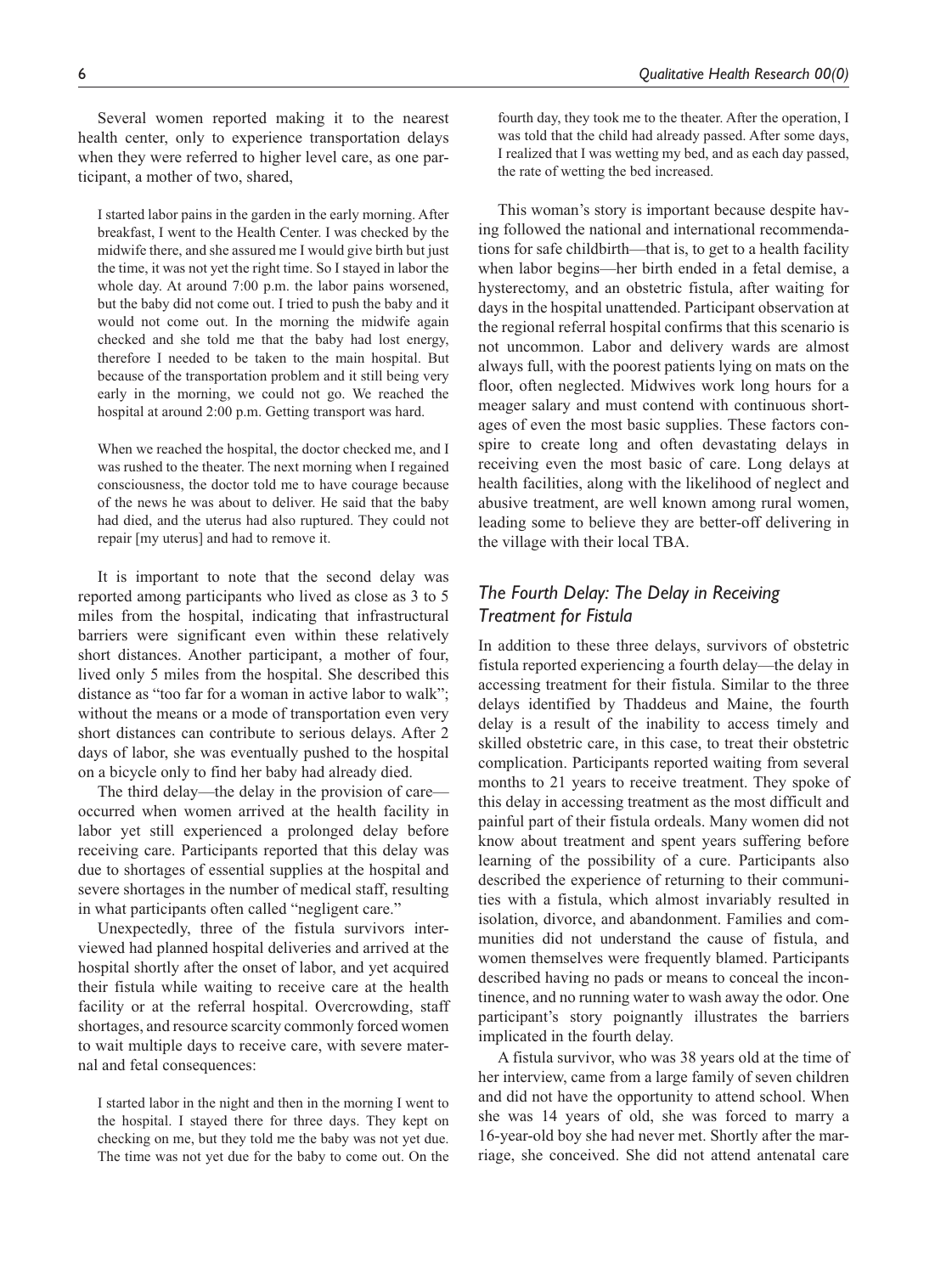Several women reported making it to the nearest health center, only to experience transportation delays when they were referred to higher level care, as one participant, a mother of two, shared,

> I started labor pains in the garden in the early morning. After breakfast, I went to the Health Center. I was checked by the midwife there, and she assured me I would give birth but just the time, it was not yet the right time. So I stayed in labor the whole day. At around 7:00 p.m. the labor pains worsened, but the baby did not come out. I tried to push the baby and it would not come out. In the morning the midwife again checked and she told me that the baby had lost energy, therefore I needed to be taken to the main hospital. But because of the transportation problem and it still being very early in the morning, we could not go. We reached the hospital at around 2:00 p.m. Getting transport was hard.
>
> When we reached the hospital, the doctor checked me, and I was rushed to the theater. The next morning when I regained consciousness, the doctor told me to have courage because of the news he was about to deliver. He said that the baby had died, and the uterus had also ruptured. They could not repair [my uterus] and had to remove it.

It is important to note that the second delay was reported among participants who lived as close as 3 to 5 miles from the hospital, indicating that infrastructural barriers were significant even within these relatively short distances. Another participant, a mother of four, lived only 5 miles from the hospital. She described this distance as "too far for a woman in active labor to walk"; without the means or a mode of transportation even very short distances can contribute to serious delays. After 2 days of labor, she was eventually pushed to the hospital on a bicycle only to find her baby had already died.

The third delay—the delay in the provision of care—occurred when women arrived at the health facility in labor yet still experienced a prolonged delay before receiving care. Participants reported that this delay was due to shortages of essential supplies at the hospital and severe shortages in the number of medical staff, resulting in what participants often called "negligent care."

Unexpectedly, three of the fistula survivors interviewed had planned hospital deliveries and arrived at the hospital shortly after the onset of labor, and yet acquired their fistula while waiting to receive care at the health facility or at the referral hospital. Overcrowding, staff shortages, and resource scarcity commonly forced women to wait multiple days to receive care, with severe maternal and fetal consequences:

> I started labor in the night and then in the morning I went to the hospital. I stayed there for three days. They kept on checking on me, but they told me the baby was not yet due. The time was not yet due for the baby to come out. On the fourth day, they took me to the theater. After the operation, I was told that the child had already passed. After some days, I realized that I was wetting my bed, and as each day passed, the rate of wetting the bed increased.

This woman's story is important because despite having followed the national and international recommendations for safe childbirth—that is, to get to a health facility when labor begins—her birth ended in a fetal demise, a hysterectomy, and an obstetric fistula, after waiting for days in the hospital unattended. Participant observation at the regional referral hospital confirms that this scenario is not uncommon. Labor and delivery wards are almost always full, with the poorest patients lying on mats on the floor, often neglected. Midwives work long hours for a meager salary and must contend with continuous shortages of even the most basic supplies. These factors conspire to create long and often devastating delays in receiving even the most basic of care. Long delays at health facilities, along with the likelihood of neglect and abusive treatment, are well known among rural women, leading some to believe they are better-off delivering in the village with their local TBA.

## *The Fourth Delay: The Delay in Receiving Treatment for Fistula*

In addition to these three delays, survivors of obstetric fistula reported experiencing a fourth delay—the delay in accessing treatment for their fistula. Similar to the three delays identified by Thaddeus and Maine, the fourth delay is a result of the inability to access timely and skilled obstetric care, in this case, to treat their obstetric complication. Participants reported waiting from several months to 21 years to receive treatment. They spoke of this delay in accessing treatment as the most difficult and painful part of their fistula ordeals. Many women did not know about treatment and spent years suffering before learning of the possibility of a cure. Participants also described the experience of returning to their communities with a fistula, which almost invariably resulted in isolation, divorce, and abandonment. Families and communities did not understand the cause of fistula, and women themselves were frequently blamed. Participants described having no pads or means to conceal the incontinence, and no running water to wash away the odor. One participant's story poignantly illustrates the barriers implicated in the fourth delay.

A fistula survivor, who was 38 years old at the time of her interview, came from a large family of seven children and did not have the opportunity to attend school. When she was 14 years of old, she was forced to marry a 16-year-old boy she had never met. Shortly after the marriage, she conceived. She did not attend antenatal care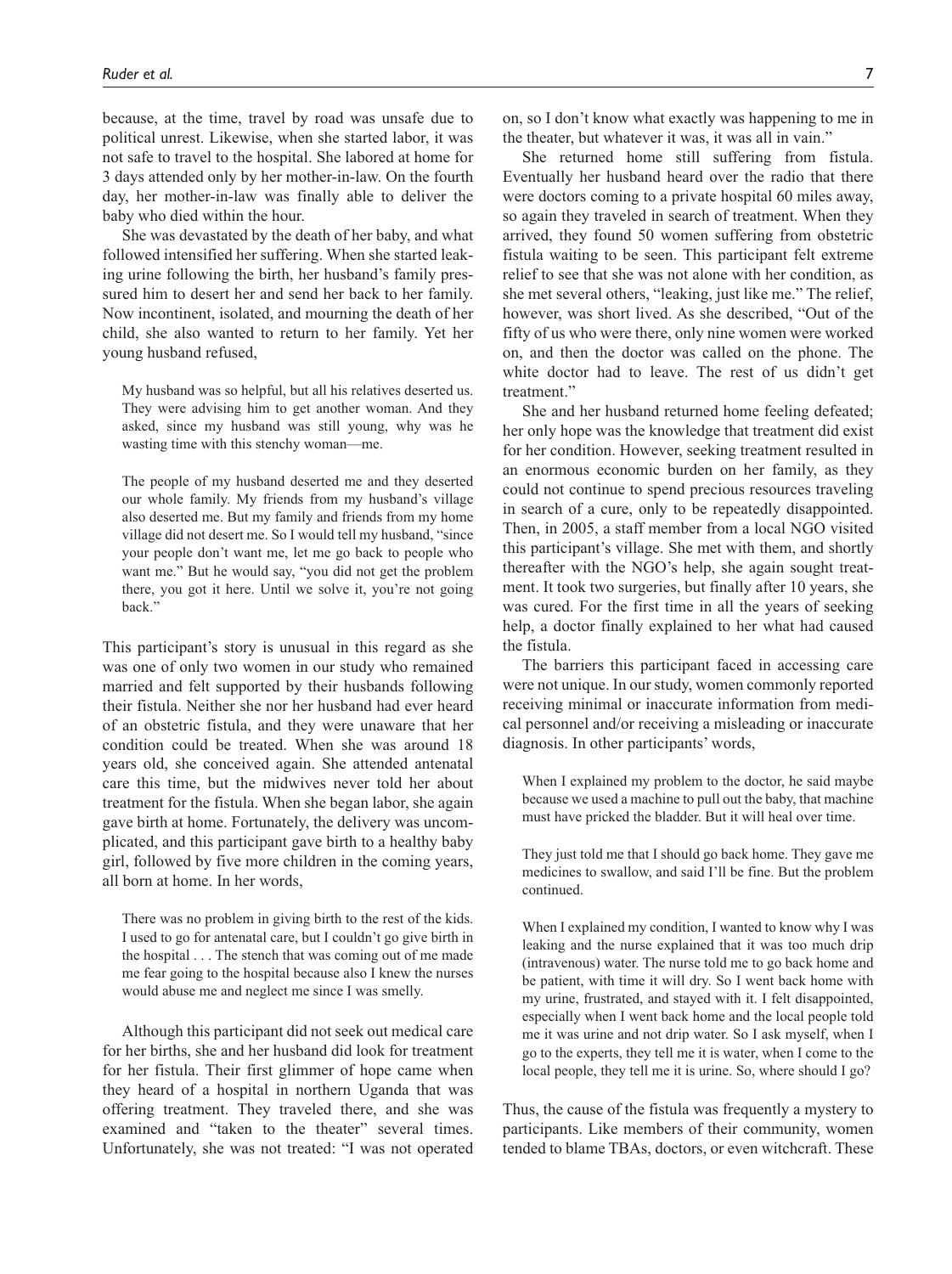because, at the time, travel by road was unsafe due to political unrest. Likewise, when she started labor, it was not safe to travel to the hospital. She labored at home for 3 days attended only by her mother-in-law. On the fourth day, her mother-in-law was finally able to deliver the baby who died within the hour.

She was devastated by the death of her baby, and what followed intensified her suffering. When she started leaking urine following the birth, her husband's family pressured him to desert her and send her back to her family. Now incontinent, isolated, and mourning the death of her child, she also wanted to return to her family. Yet her young husband refused,

> My husband was so helpful, but all his relatives deserted us. They were advising him to get another woman. And they asked, since my husband was still young, why was he wasting time with this stenchy woman—me.
>
> The people of my husband deserted me and they deserted our whole family. My friends from my husband's village also deserted me. But my family and friends from my home village did not desert me. So I would tell my husband, "since your people don't want me, let me go back to people who want me." But he would say, "you did not get the problem there, you got it here. Until we solve it, you're not going back."

This participant's story is unusual in this regard as she was one of only two women in our study who remained married and felt supported by their husbands following their fistula. Neither she nor her husband had ever heard of an obstetric fistula, and they were unaware that her condition could be treated. When she was around 18 years old, she conceived again. She attended antenatal care this time, but the midwives never told her about treatment for the fistula. When she began labor, she again gave birth at home. Fortunately, the delivery was uncomplicated, and this participant gave birth to a healthy baby girl, followed by five more children in the coming years, all born at home. In her words,

> There was no problem in giving birth to the rest of the kids. I used to go for antenatal care, but I couldn't go give birth in the hospital . . . The stench that was coming out of me made me fear going to the hospital because also I knew the nurses would abuse me and neglect me since I was smelly.

Although this participant did not seek out medical care for her births, she and her husband did look for treatment for her fistula. Their first glimmer of hope came when they heard of a hospital in northern Uganda that was offering treatment. They traveled there, and she was examined and "taken to the theater" several times. Unfortunately, she was not treated: "I was not operated on, so I don't know what exactly was happening to me in the theater, but whatever it was, it was all in vain."

She returned home still suffering from fistula. Eventually her husband heard over the radio that there were doctors coming to a private hospital 60 miles away, so again they traveled in search of treatment. When they arrived, they found 50 women suffering from obstetric fistula waiting to be seen. This participant felt extreme relief to see that she was not alone with her condition, as she met several others, "leaking, just like me." The relief, however, was short lived. As she described, "Out of the fifty of us who were there, only nine women were worked on, and then the doctor was called on the phone. The white doctor had to leave. The rest of us didn't get treatment."

She and her husband returned home feeling defeated; her only hope was the knowledge that treatment did exist for her condition. However, seeking treatment resulted in an enormous economic burden on her family, as they could not continue to spend precious resources traveling in search of a cure, only to be repeatedly disappointed. Then, in 2005, a staff member from a local NGO visited this participant's village. She met with them, and shortly thereafter with the NGO's help, she again sought treatment. It took two surgeries, but finally after 10 years, she was cured. For the first time in all the years of seeking help, a doctor finally explained to her what had caused the fistula.

The barriers this participant faced in accessing care were not unique. In our study, women commonly reported receiving minimal or inaccurate information from medical personnel and/or receiving a misleading or inaccurate diagnosis. In other participants' words,

> When I explained my problem to the doctor, he said maybe because we used a machine to pull out the baby, that machine must have pricked the bladder. But it will heal over time.
>
> They just told me that I should go back home. They gave me medicines to swallow, and said I'll be fine. But the problem continued.
>
> When I explained my condition, I wanted to know why I was leaking and the nurse explained that it was too much drip (intravenous) water. The nurse told me to go back home and be patient, with time it will dry. So I went back home with my urine, frustrated, and stayed with it. I felt disappointed, especially when I went back home and the local people told me it was urine and not drip water. So I ask myself, when I go to the experts, they tell me it is water, when I come to the local people, they tell me it is urine. So, where should I go?

Thus, the cause of the fistula was frequently a mystery to participants. Like members of their community, women tended to blame TBAs, doctors, or even witchcraft. These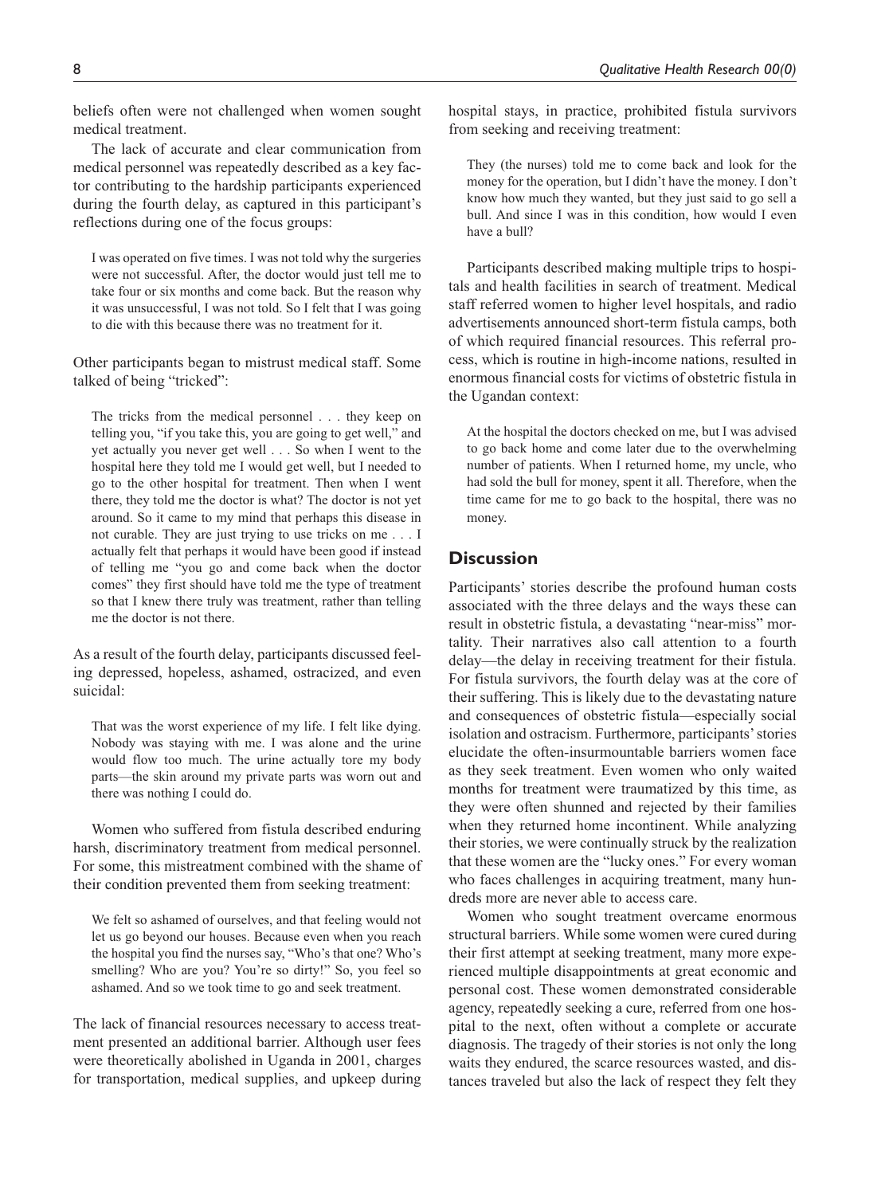beliefs often were not challenged when women sought medical treatment.

The lack of accurate and clear communication from medical personnel was repeatedly described as a key factor contributing to the hardship participants experienced during the fourth delay, as captured in this participant's reflections during one of the focus groups:

> I was operated on five times. I was not told why the surgeries were not successful. After, the doctor would just tell me to take four or six months and come back. But the reason why it was unsuccessful, I was not told. So I felt that I was going to die with this because there was no treatment for it.

Other participants began to mistrust medical staff. Some talked of being "tricked":

> The tricks from the medical personnel . . . they keep on telling you, "if you take this, you are going to get well," and yet actually you never get well . . . So when I went to the hospital here they told me I would get well, but I needed to go to the other hospital for treatment. Then when I went there, they told me the doctor is what? The doctor is not yet around. So it came to my mind that perhaps this disease in not curable. They are just trying to use tricks on me . . . I actually felt that perhaps it would have been good if instead of telling me "you go and come back when the doctor comes" they first should have told me the type of treatment so that I knew there truly was treatment, rather than telling me the doctor is not there.

As a result of the fourth delay, participants discussed feeling depressed, hopeless, ashamed, ostracized, and even suicidal:

> That was the worst experience of my life. I felt like dying. Nobody was staying with me. I was alone and the urine would flow too much. The urine actually tore my body parts—the skin around my private parts was worn out and there was nothing I could do.

Women who suffered from fistula described enduring harsh, discriminatory treatment from medical personnel. For some, this mistreatment combined with the shame of their condition prevented them from seeking treatment:

> We felt so ashamed of ourselves, and that feeling would not let us go beyond our houses. Because even when you reach the hospital you find the nurses say, "Who's that one? Who's smelling? Who are you? You're so dirty!" So, you feel so ashamed. And so we took time to go and seek treatment.

The lack of financial resources necessary to access treatment presented an additional barrier. Although user fees were theoretically abolished in Uganda in 2001, charges for transportation, medical supplies, and upkeep during hospital stays, in practice, prohibited fistula survivors from seeking and receiving treatment:

> They (the nurses) told me to come back and look for the money for the operation, but I didn't have the money. I don't know how much they wanted, but they just said to go sell a bull. And since I was in this condition, how would I even have a bull?

Participants described making multiple trips to hospitals and health facilities in search of treatment. Medical staff referred women to higher level hospitals, and radio advertisements announced short-term fistula camps, both of which required financial resources. This referral process, which is routine in high-income nations, resulted in enormous financial costs for victims of obstetric fistula in the Ugandan context:

> At the hospital the doctors checked on me, but I was advised to go back home and come later due to the overwhelming number of patients. When I returned home, my uncle, who had sold the bull for money, spent it all. Therefore, when the time came for me to go back to the hospital, there was no money.

## Discussion

Participants' stories describe the profound human costs associated with the three delays and the ways these can result in obstetric fistula, a devastating "near-miss" mortality. Their narratives also call attention to a fourth delay—the delay in receiving treatment for their fistula. For fistula survivors, the fourth delay was at the core of their suffering. This is likely due to the devastating nature and consequences of obstetric fistula—especially social isolation and ostracism. Furthermore, participants' stories elucidate the often-insurmountable barriers women face as they seek treatment. Even women who only waited months for treatment were traumatized by this time, as they were often shunned and rejected by their families when they returned home incontinent. While analyzing their stories, we were continually struck by the realization that these women are the "lucky ones." For every woman who faces challenges in acquiring treatment, many hundreds more are never able to access care.

Women who sought treatment overcame enormous structural barriers. While some women were cured during their first attempt at seeking treatment, many more experienced multiple disappointments at great economic and personal cost. These women demonstrated considerable agency, repeatedly seeking a cure, referred from one hospital to the next, often without a complete or accurate diagnosis. The tragedy of their stories is not only the long waits they endured, the scarce resources wasted, and distances traveled but also the lack of respect they felt they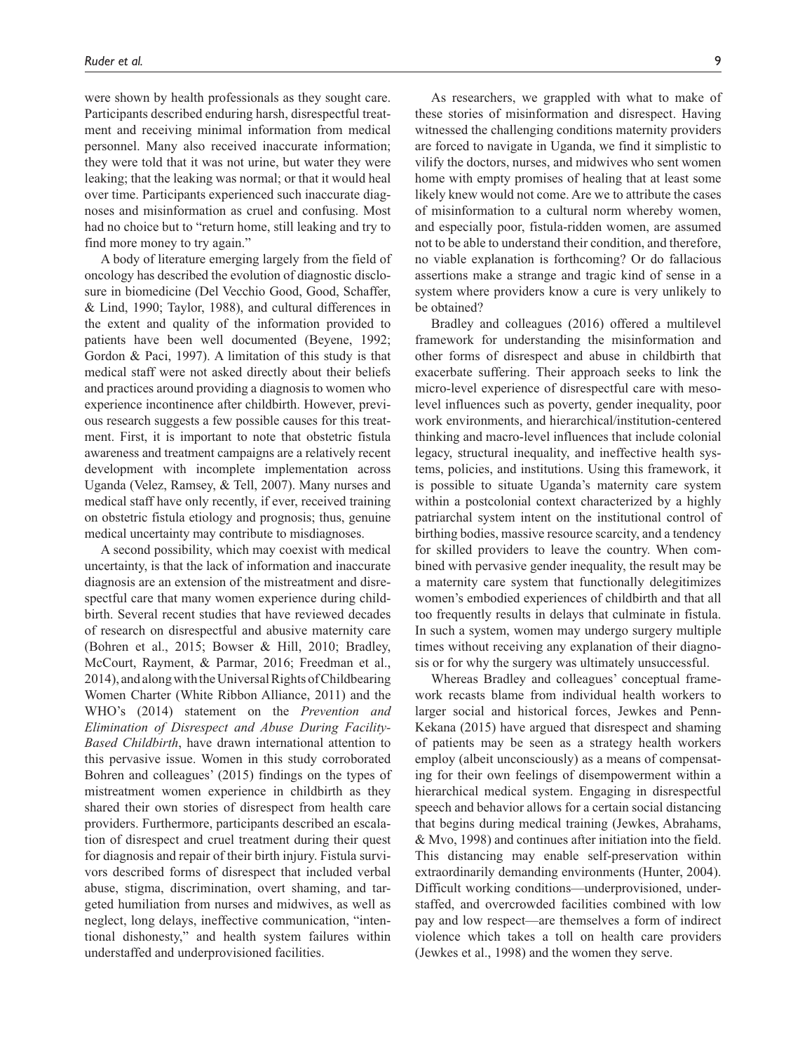were shown by health professionals as they sought care. Participants described enduring harsh, disrespectful treatment and receiving minimal information from medical personnel. Many also received inaccurate information; they were told that it was not urine, but water they were leaking; that the leaking was normal; or that it would heal over time. Participants experienced such inaccurate diagnoses and misinformation as cruel and confusing. Most had no choice but to "return home, still leaking and try to find more money to try again."

A body of literature emerging largely from the field of oncology has described the evolution of diagnostic disclosure in biomedicine (Del Vecchio Good, Good, Schaffer, & Lind, 1990; Taylor, 1988), and cultural differences in the extent and quality of the information provided to patients have been well documented (Beyene, 1992; Gordon & Paci, 1997). A limitation of this study is that medical staff were not asked directly about their beliefs and practices around providing a diagnosis to women who experience incontinence after childbirth. However, previous research suggests a few possible causes for this treatment. First, it is important to note that obstetric fistula awareness and treatment campaigns are a relatively recent development with incomplete implementation across Uganda (Velez, Ramsey, & Tell, 2007). Many nurses and medical staff have only recently, if ever, received training on obstetric fistula etiology and prognosis; thus, genuine medical uncertainty may contribute to misdiagnoses.

A second possibility, which may coexist with medical uncertainty, is that the lack of information and inaccurate diagnosis are an extension of the mistreatment and disrespectful care that many women experience during childbirth. Several recent studies that have reviewed decades of research on disrespectful and abusive maternity care (Bohren et al., 2015; Bowser & Hill, 2010; Bradley, McCourt, Rayment, & Parmar, 2016; Freedman et al., 2014), and along with the Universal Rights of Childbearing Women Charter (White Ribbon Alliance, 2011) and the WHO's (2014) statement on the *Prevention and Elimination of Disrespect and Abuse During Facility-Based Childbirth*, have drawn international attention to this pervasive issue. Women in this study corroborated Bohren and colleagues' (2015) findings on the types of mistreatment women experience in childbirth as they shared their own stories of disrespect from health care providers. Furthermore, participants described an escalation of disrespect and cruel treatment during their quest for diagnosis and repair of their birth injury. Fistula survivors described forms of disrespect that included verbal abuse, stigma, discrimination, overt shaming, and targeted humiliation from nurses and midwives, as well as neglect, long delays, ineffective communication, "intentional dishonesty," and health system failures within understaffed and underprovisioned facilities.

As researchers, we grappled with what to make of these stories of misinformation and disrespect. Having witnessed the challenging conditions maternity providers are forced to navigate in Uganda, we find it simplistic to vilify the doctors, nurses, and midwives who sent women home with empty promises of healing that at least some likely knew would not come. Are we to attribute the cases of misinformation to a cultural norm whereby women, and especially poor, fistula-ridden women, are assumed not to be able to understand their condition, and therefore, no viable explanation is forthcoming? Or do fallacious assertions make a strange and tragic kind of sense in a system where providers know a cure is very unlikely to be obtained?

Bradley and colleagues (2016) offered a multilevel framework for understanding the misinformation and other forms of disrespect and abuse in childbirth that exacerbate suffering. Their approach seeks to link the micro-level experience of disrespectful care with meso-level influences such as poverty, gender inequality, poor work environments, and hierarchical/institution-centered thinking and macro-level influences that include colonial legacy, structural inequality, and ineffective health systems, policies, and institutions. Using this framework, it is possible to situate Uganda's maternity care system within a postcolonial context characterized by a highly patriarchal system intent on the institutional control of birthing bodies, massive resource scarcity, and a tendency for skilled providers to leave the country. When combined with pervasive gender inequality, the result may be a maternity care system that functionally delegitimizes women's embodied experiences of childbirth and that all too frequently results in delays that culminate in fistula. In such a system, women may undergo surgery multiple times without receiving any explanation of their diagnosis or for why the surgery was ultimately unsuccessful.

Whereas Bradley and colleagues' conceptual framework recasts blame from individual health workers to larger social and historical forces, Jewkes and Penn-Kekana (2015) have argued that disrespect and shaming of patients may be seen as a strategy health workers employ (albeit unconsciously) as a means of compensating for their own feelings of disempowerment within a hierarchical medical system. Engaging in disrespectful speech and behavior allows for a certain social distancing that begins during medical training (Jewkes, Abrahams, & Mvo, 1998) and continues after initiation into the field. This distancing may enable self-preservation within extraordinarily demanding environments (Hunter, 2004). Difficult working conditions—underprovisioned, understaffed, and overcrowded facilities combined with low pay and low respect—are themselves a form of indirect violence which takes a toll on health care providers (Jewkes et al., 1998) and the women they serve.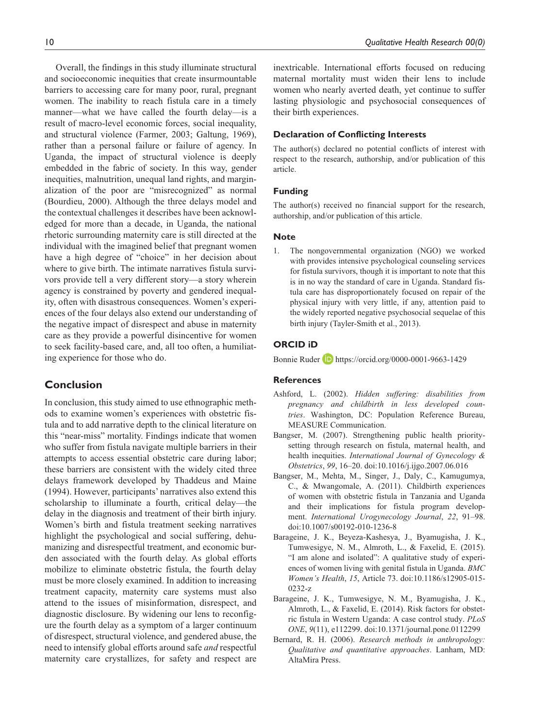Overall, the findings in this study illuminate structural and socioeconomic inequities that create insurmountable barriers to accessing care for many poor, rural, pregnant women. The inability to reach fistula care in a timely manner—what we have called the fourth delay—is a result of macro-level economic forces, social inequality, and structural violence (Farmer, 2003; Galtung, 1969), rather than a personal failure or failure of agency. In Uganda, the impact of structural violence is deeply embedded in the fabric of society. In this way, gender inequities, malnutrition, unequal land rights, and marginalization of the poor are "misrecognized" as normal (Bourdieu, 2000). Although the three delays model and the contextual challenges it describes have been acknowledged for more than a decade, in Uganda, the national rhetoric surrounding maternity care is still directed at the individual with the imagined belief that pregnant women have a high degree of "choice" in her decision about where to give birth. The intimate narratives fistula survivors provide tell a very different story—a story wherein agency is constrained by poverty and gendered inequality, often with disastrous consequences. Women's experiences of the four delays also extend our understanding of the negative impact of disrespect and abuse in maternity care as they provide a powerful disincentive for women to seek facility-based care, and, all too often, a humiliating experience for those who do.

## Conclusion

In conclusion, this study aimed to use ethnographic methods to examine women's experiences with obstetric fistula and to add narrative depth to the clinical literature on this "near-miss" mortality. Findings indicate that women who suffer from fistula navigate multiple barriers in their attempts to access essential obstetric care during labor; these barriers are consistent with the widely cited three delays framework developed by Thaddeus and Maine (1994). However, participants' narratives also extend this scholarship to illuminate a fourth, critical delay—the delay in the diagnosis and treatment of their birth injury. Women's birth and fistula treatment seeking narratives highlight the psychological and social suffering, dehumanizing and disrespectful treatment, and economic burden associated with the fourth delay. As global efforts mobilize to eliminate obstetric fistula, the fourth delay must be more closely examined. In addition to increasing treatment capacity, maternity care systems must also attend to the issues of misinformation, disrespect, and diagnostic disclosure. By widening our lens to reconfigure the fourth delay as a symptom of a larger continuum of disrespect, structural violence, and gendered abuse, the need to intensify global efforts around safe *and* respectful maternity care crystallizes, for safety and respect are inextricable. International efforts focused on reducing maternal mortality must widen their lens to include women who nearly averted death, yet continue to suffer lasting physiologic and psychosocial consequences of their birth experiences.

### Declaration of Conflicting Interests

The author(s) declared no potential conflicts of interest with respect to the research, authorship, and/or publication of this article.

### Funding

The author(s) received no financial support for the research, authorship, and/or publication of this article.

### Note

1. The nongovernmental organization (NGO) we worked with provides intensive psychological counseling services for fistula survivors, though it is important to note that this is in no way the standard of care in Uganda. Standard fistula care has disproportionately focused on repair of the physical injury with very little, if any, attention paid to the widely reported negative psychosocial sequelae of this birth injury (Tayler-Smith et al., 2013).

### ORCID iD

Bonnie Ruder https://orcid.org/0000-0001-9663-1429

### References

Ashford, L. (2002). *Hidden suffering: disabilities from pregnancy and childbirth in less developed countries*. Washington, DC: Population Reference Bureau, MEASURE Communication.

Bangser, M. (2007). Strengthening public health priority-setting through research on fistula, maternal health, and health inequities. *International Journal of Gynecology & Obstetrics*, *99*, 16–20. doi:10.1016/j.ijgo.2007.06.016

Bangser, M., Mehta, M., Singer, J., Daly, C., Kamugumya, C., & Mwangomale, A. (2011). Childbirth experiences of women with obstetric fistula in Tanzania and Uganda and their implications for fistula program development. *International Urogynecology Journal*, *22*, 91–98. doi:10.1007/s00192-010-1236-8

Barageine, J. K., Beyeza-Kashesya, J., Byamugisha, J. K., Tumwesigye, N. M., Almroth, L., & Faxelid, E. (2015). "I am alone and isolated": A qualitative study of experiences of women living with genital fistula in Uganda. *BMC Women's Health*, *15*, Article 73. doi:10.1186/s12905-015-0232-z

Barageine, J. K., Tumwesigye, N. M., Byamugisha, J. K., Almroth, L., & Faxelid, E. (2014). Risk factors for obstetric fistula in Western Uganda: A case control study. *PLoS ONE*, *9*(11), e112299. doi:10.1371/journal.pone.0112299

Bernard, R. H. (2006). *Research methods in anthropology: Qualitative and quantitative approaches*. Lanham, MD: AltaMira Press.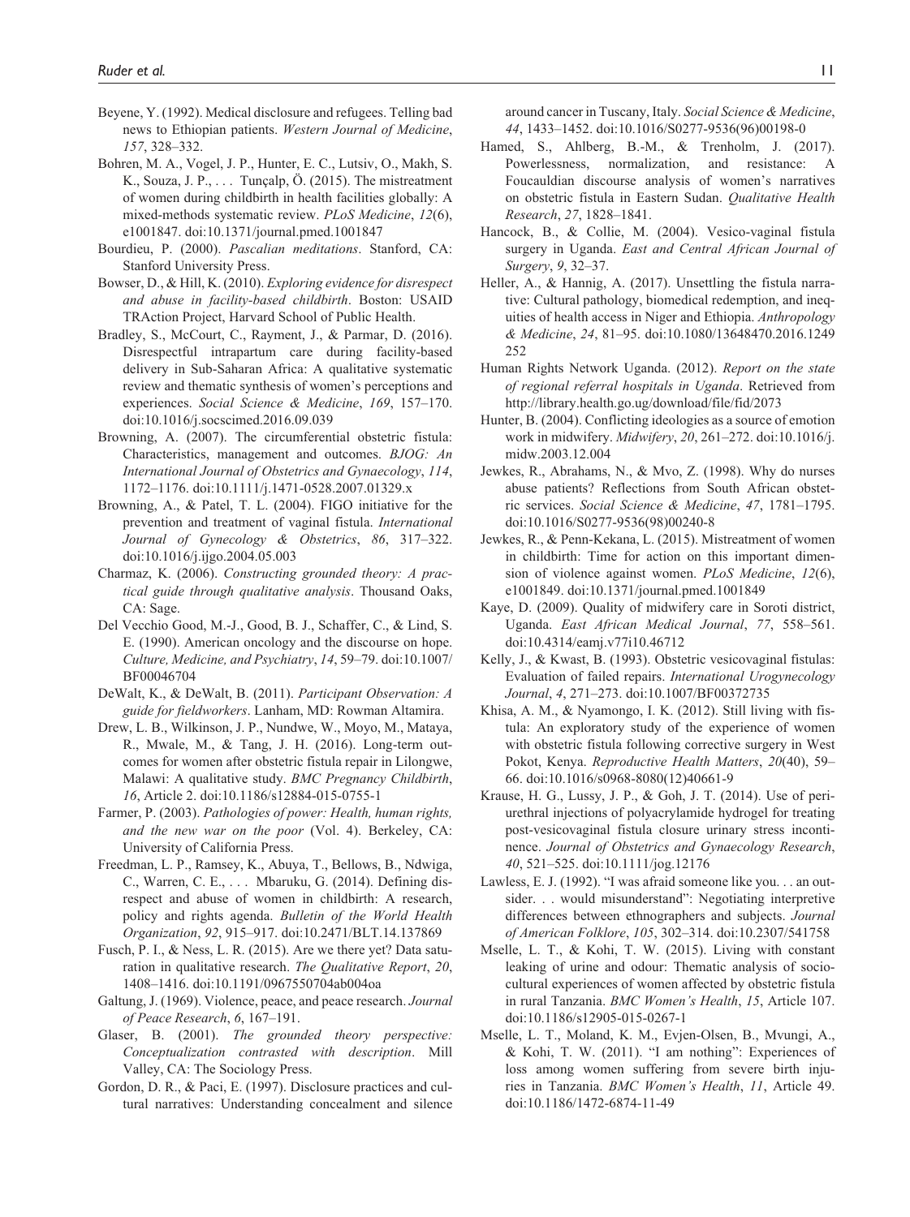Beyene, Y. (1992). Medical disclosure and refugees. Telling bad news to Ethiopian patients. *Western Journal of Medicine*, *157*, 328–332.

Bohren, M. A., Vogel, J. P., Hunter, E. C., Lutsiv, O., Makh, S. K., Souza, J. P., . . . Tunçalp, Ö. (2015). The mistreatment of women during childbirth in health facilities globally: A mixed-methods systematic review. *PLoS Medicine*, *12*(6), e1001847. doi:10.1371/journal.pmed.1001847

Bourdieu, P. (2000). *Pascalian meditations*. Stanford, CA: Stanford University Press.

Bowser, D., & Hill, K. (2010). *Exploring evidence for disrespect and abuse in facility-based childbirth*. Boston: USAID TRAction Project, Harvard School of Public Health.

Bradley, S., McCourt, C., Rayment, J., & Parmar, D. (2016). Disrespectful intrapartum care during facility-based delivery in Sub-Saharan Africa: A qualitative systematic review and thematic synthesis of women's perceptions and experiences. *Social Science & Medicine*, *169*, 157–170. doi:10.1016/j.socscimed.2016.09.039

Browning, A. (2007). The circumferential obstetric fistula: Characteristics, management and outcomes. *BJOG: An International Journal of Obstetrics and Gynaecology*, *114*, 1172–1176. doi:10.1111/j.1471-0528.2007.01329.x

Browning, A., & Patel, T. L. (2004). FIGO initiative for the prevention and treatment of vaginal fistula. *International Journal of Gynecology & Obstetrics*, *86*, 317–322. doi:10.1016/j.ijgo.2004.05.003

Charmaz, K. (2006). *Constructing grounded theory: A practical guide through qualitative analysis*. Thousand Oaks, CA: Sage.

Del Vecchio Good, M.-J., Good, B. J., Schaffer, C., & Lind, S. E. (1990). American oncology and the discourse on hope. *Culture, Medicine, and Psychiatry*, *14*, 59–79. doi:10.1007/BF00046704

DeWalt, K., & DeWalt, B. (2011). *Participant Observation: A guide for fieldworkers*. Lanham, MD: Rowman Altamira.

Drew, L. B., Wilkinson, J. P., Nundwe, W., Moyo, M., Mataya, R., Mwale, M., & Tang, J. H. (2016). Long-term outcomes for women after obstetric fistula repair in Lilongwe, Malawi: A qualitative study. *BMC Pregnancy Childbirth*, *16*, Article 2. doi:10.1186/s12884-015-0755-1

Farmer, P. (2003). *Pathologies of power: Health, human rights, and the new war on the poor* (Vol. 4). Berkeley, CA: University of California Press.

Freedman, L. P., Ramsey, K., Abuya, T., Bellows, B., Ndwiga, C., Warren, C. E., . . . Mbaruku, G. (2014). Defining disrespect and abuse of women in childbirth: A research, policy and rights agenda. *Bulletin of the World Health Organization*, *92*, 915–917. doi:10.2471/BLT.14.137869

Fusch, P. I., & Ness, L. R. (2015). Are we there yet? Data saturation in qualitative research. *The Qualitative Report*, *20*, 1408–1416. doi:10.1191/0967550704ab004oa

Galtung, J. (1969). Violence, peace, and peace research. *Journal of Peace Research*, *6*, 167–191.

Glaser, B. (2001). *The grounded theory perspective: Conceptualization contrasted with description*. Mill Valley, CA: The Sociology Press.

Gordon, D. R., & Paci, E. (1997). Disclosure practices and cultural narratives: Understanding concealment and silence around cancer in Tuscany, Italy. *Social Science & Medicine*, *44*, 1433–1452. doi:10.1016/S0277-9536(96)00198-0

Hamed, S., Ahlberg, B.-M., & Trenholm, J. (2017). Powerlessness, normalization, and resistance: A Foucauldian discourse analysis of women's narratives on obstetric fistula in Eastern Sudan. *Qualitative Health Research*, *27*, 1828–1841.

Hancock, B., & Collie, M. (2004). Vesico-vaginal fistula surgery in Uganda. *East and Central African Journal of Surgery*, *9*, 32–37.

Heller, A., & Hannig, A. (2017). Unsettling the fistula narrative: Cultural pathology, biomedical redemption, and inequities of health access in Niger and Ethiopia. *Anthropology & Medicine*, *24*, 81–95. doi:10.1080/13648470.2016.1249252

Human Rights Network Uganda. (2012). *Report on the state of regional referral hospitals in Uganda*. Retrieved from http://library.health.go.ug/download/file/fid/2073

Hunter, B. (2004). Conflicting ideologies as a source of emotion work in midwifery. *Midwifery*, *20*, 261–272. doi:10.1016/j.midw.2003.12.004

Jewkes, R., Abrahams, N., & Mvo, Z. (1998). Why do nurses abuse patients? Reflections from South African obstetric services. *Social Science & Medicine*, *47*, 1781–1795. doi:10.1016/S0277-9536(98)00240-8

Jewkes, R., & Penn-Kekana, L. (2015). Mistreatment of women in childbirth: Time for action on this important dimension of violence against women. *PLoS Medicine*, *12*(6), e1001849. doi:10.1371/journal.pmed.1001849

Kaye, D. (2009). Quality of midwifery care in Soroti district, Uganda. *East African Medical Journal*, *77*, 558–561. doi:10.4314/eamj.v77i10.46712

Kelly, J., & Kwast, B. (1993). Obstetric vesicovaginal fistulas: Evaluation of failed repairs. *International Urogynecology Journal*, *4*, 271–273. doi:10.1007/BF00372735

Khisa, A. M., & Nyamongo, I. K. (2012). Still living with fistula: An exploratory study of the experience of women with obstetric fistula following corrective surgery in West Pokot, Kenya. *Reproductive Health Matters*, *20*(40), 59–66. doi:10.1016/s0968-8080(12)40661-9

Krause, H. G., Lussy, J. P., & Goh, J. T. (2014). Use of periurethral injections of polyacrylamide hydrogel for treating post-vesicovaginal fistula closure urinary stress incontinence. *Journal of Obstetrics and Gynaecology Research*, *40*, 521–525. doi:10.1111/jog.12176

Lawless, E. J. (1992). "I was afraid someone like you. . . an outsider. . . would misunderstand": Negotiating interpretive differences between ethnographers and subjects. *Journal of American Folklore*, *105*, 302–314. doi:10.2307/541758

Mselle, L. T., & Kohi, T. W. (2015). Living with constant leaking of urine and odour: Thematic analysis of socio-cultural experiences of women affected by obstetric fistula in rural Tanzania. *BMC Women's Health*, *15*, Article 107. doi:10.1186/s12905-015-0267-1

Mselle, L. T., Moland, K. M., Evjen-Olsen, B., Mvungi, A., & Kohi, T. W. (2011). "I am nothing": Experiences of loss among women suffering from severe birth injuries in Tanzania. *BMC Women's Health*, *11*, Article 49. doi:10.1186/1472-6874-11-49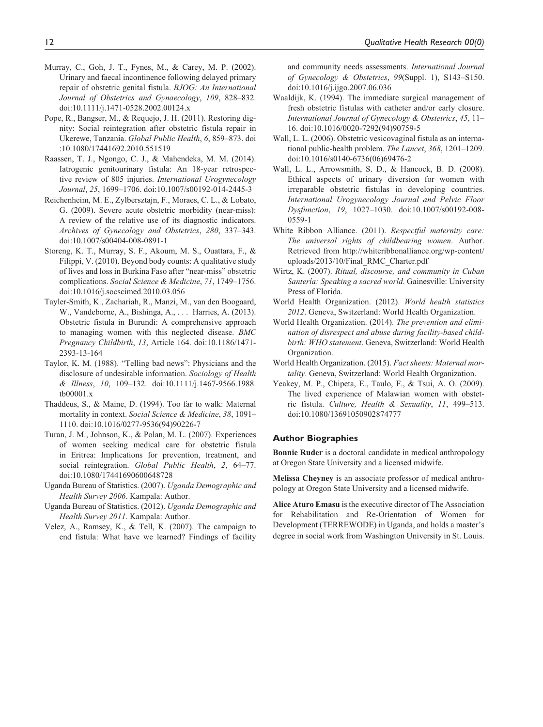Murray, C., Goh, J. T., Fynes, M., & Carey, M. P. (2002). Urinary and faecal incontinence following delayed primary repair of obstetric genital fistula. *BJOG: An International Journal of Obstetrics and Gynaecology*, *109*, 828–832. doi:10.1111/j.1471-0528.2002.00124.x

Pope, R., Bangser, M., & Requejo, J. H. (2011). Restoring dignity: Social reintegration after obstetric fistula repair in Ukerewe, Tanzania. *Global Public Health*, *6*, 859–873. doi:10.1080/17441692.2010.551519

Raassen, T. J., Ngongo, C. J., & Mahendeka, M. M. (2014). Iatrogenic genitourinary fistula: An 18-year retrospective review of 805 injuries. *International Urogynecology Journal*, *25*, 1699–1706. doi:10.1007/s00192-014-2445-3

Reichenheim, M. E., Zylbersztajn, F., Moraes, C. L., & Lobato, G. (2009). Severe acute obstetric morbidity (near-miss): A review of the relative use of its diagnostic indicators. *Archives of Gynecology and Obstetrics*, *280*, 337–343. doi:10.1007/s00404-008-0891-1

Storeng, K. T., Murray, S. F., Akoum, M. S., Ouattara, F., & Filippi, V. (2010). Beyond body counts: A qualitative study of lives and loss in Burkina Faso after "near-miss" obstetric complications. *Social Science & Medicine*, *71*, 1749–1756. doi:10.1016/j.socscimed.2010.03.056

Tayler-Smith, K., Zachariah, R., Manzi, M., van den Boogaard, W., Vandeborne, A., Bishinga, A., . . . Harries, A. (2013). Obstetric fistula in Burundi: A comprehensive approach to managing women with this neglected disease. *BMC Pregnancy Childbirth*, *13*, Article 164. doi:10.1186/1471-2393-13-164

Taylor, K. M. (1988). "Telling bad news": Physicians and the disclosure of undesirable information. *Sociology of Health & Illness*, *10*, 109–132. doi:10.1111/j.1467-9566.1988.tb00001.x

Thaddeus, S., & Maine, D. (1994). Too far to walk: Maternal mortality in context. *Social Science & Medicine*, *38*, 1091–1110. doi:10.1016/0277-9536(94)90226-7

Turan, J. M., Johnson, K., & Polan, M. L. (2007). Experiences of women seeking medical care for obstetric fistula in Eritrea: Implications for prevention, treatment, and social reintegration. *Global Public Health*, *2*, 64–77. doi:10.1080/17441690600648728

Uganda Bureau of Statistics. (2007). *Uganda Demographic and Health Survey 2006*. Kampala: Author.

Uganda Bureau of Statistics. (2012). *Uganda Demographic and Health Survey 2011*. Kampala: Author.

Velez, A., Ramsey, K., & Tell, K. (2007). The campaign to end fistula: What have we learned? Findings of facility and community needs assessments. *International Journal of Gynecology & Obstetrics*, *99*(Suppl. 1), S143–S150. doi:10.1016/j.ijgo.2007.06.036

Waaldijk, K. (1994). The immediate surgical management of fresh obstetric fistulas with catheter and/or early closure. *International Journal of Gynecology & Obstetrics*, *45*, 11–16. doi:10.1016/0020-7292(94)90759-5

Wall, L. L. (2006). Obstetric vesicovaginal fistula as an international public-health problem. *The Lancet*, *368*, 1201–1209. doi:10.1016/s0140-6736(06)69476-2

Wall, L. L., Arrowsmith, S. D., & Hancock, B. D. (2008). Ethical aspects of urinary diversion for women with irreparable obstetric fistulas in developing countries. *International Urogynecology Journal and Pelvic Floor Dysfunction*, *19*, 1027–1030. doi:10.1007/s00192-008-0559-1

White Ribbon Alliance. (2011). *Respectful maternity care: The universal rights of childbearing women*. Author. Retrieved from http://whiteribbonalliance.org/wp-content/uploads/2013/10/Final_RMC_Charter.pdf

Wirtz, K. (2007). *Ritual, discourse, and community in Cuban Santería: Speaking a sacred world*. Gainesville: University Press of Florida.

World Health Organization. (2012). *World health statistics 2012*. Geneva, Switzerland: World Health Organization.

World Health Organization. (2014). *The prevention and elimination of disrespect and abuse during facility-based childbirth: WHO statement*. Geneva, Switzerland: World Health Organization.

World Health Organization. (2015). *Fact sheets: Maternal mortality*. Geneva, Switzerland: World Health Organization.

Yeakey, M. P., Chipeta, E., Taulo, F., & Tsui, A. O. (2009). The lived experience of Malawian women with obstetric fistula. *Culture, Health & Sexuality*, *11*, 499–513. doi:10.1080/13691050902874777

### Author Biographies

**Bonnie Ruder** is a doctoral candidate in medical anthropology at Oregon State University and a licensed midwife.

**Melissa Cheyney** is an associate professor of medical anthropology at Oregon State University and a licensed midwife.

**Alice Aturo Emasu** is the executive director of The Association for Rehabilitation and Re-Orientation of Women for Development (TERREWODE) in Uganda, and holds a master's degree in social work from Washington University in St. Louis.